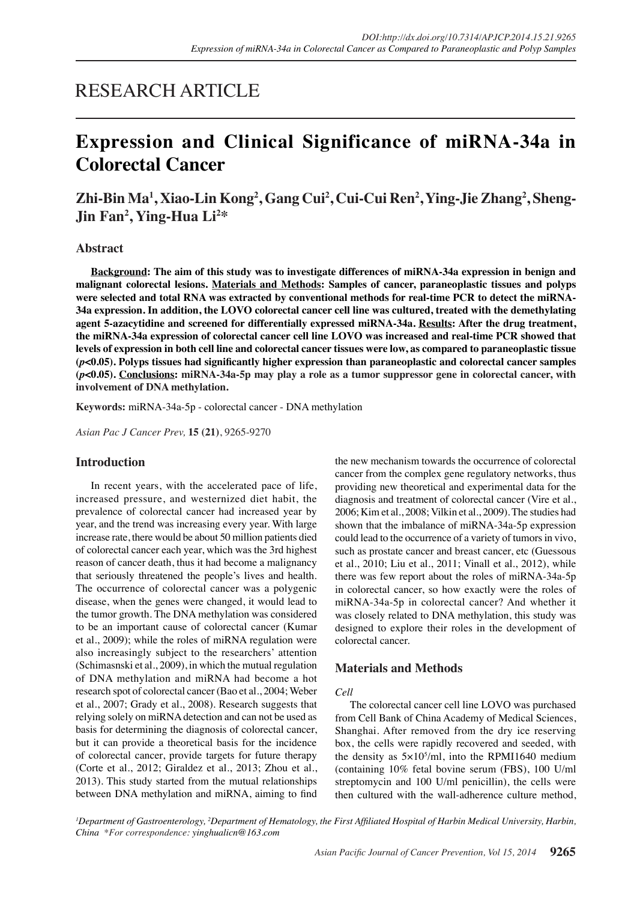RESEARCH ARTICLE

# Expression and Clinical Significance of miRNA-34a in Colorectal Cancer

**Zhi-Bin Ma[1], Xiao-Lin Kong[2], Gang Cui[2], Cui-Cui Ren[2], Ying-Jie Zhang[2], Sheng-Jin Fan[2], Ying-Hua Li[2]***

## Abstract

**Background: The aim of this study was to investigate differences of miRNA-34a expression in benign and malignant colorectal lesions. Materials and Methods: Samples of cancer, paraneoplastic tissues and polyps were selected and total RNA was extracted by conventional methods for real-time PCR to detect the miRNA-34a expression. In addition, the LOVO colorectal cancer cell line was cultured, treated with the demethylating agent 5-azacytidine and screened for differentially expressed miRNA-34a. Results: After the drug treatment, the miRNA-34a expression of colorectal cancer cell line LOVO was increased and real-time PCR showed that levels of expression in both cell line and colorectal cancer tissues were low, as compared to paraneoplastic tissue ($p$<0.05). Polyps tissues had significantly higher expression than paraneoplastic and colorectal cancer samples ($p$<0.05). Conclusions: miRNA-34a-5p may play a role as a tumor suppressor gene in colorectal cancer, with involvement of DNA methylation.**

**Keywords:** miRNA-34a-5p - colorectal cancer - DNA methylation

*Asian Pac J Cancer Prev,* **15 (21)**, 9265-9270

## Introduction

In recent years, with the accelerated pace of life, increased pressure, and westernized diet habit, the prevalence of colorectal cancer had increased year by year, and the trend was increasing every year. With large increase rate, there would be about 50 million patients died of colorectal cancer each year, which was the 3rd highest reason of cancer death, thus it had become a malignancy that seriously threatened the people's lives and health. The occurrence of colorectal cancer was a polygenic disease, when the genes were changed, it would lead to the tumor growth. The DNA methylation was considered to be an important cause of colorectal cancer (Kumar et al., 2009); while the roles of miRNA regulation were also increasingly subject to the researchers' attention (Schimasnski et al., 2009), in which the mutual regulation of DNA methylation and miRNA had become a hot research spot of colorectal cancer (Bao et al., 2004; Weber et al., 2007; Grady et al., 2008). Research suggests that relying solely on miRNA detection and can not be used as basis for determining the diagnosis of colorectal cancer, but it can provide a theoretical basis for the incidence of colorectal cancer, provide targets for future therapy (Corte et al., 2012; Giraldez et al., 2013; Zhou et al., 2013). This study started from the mutual relationships between DNA methylation and miRNA, aiming to find the new mechanism towards the occurrence of colorectal cancer from the complex gene regulatory networks, thus providing new theoretical and experimental data for the diagnosis and treatment of colorectal cancer (Vire et al., 2006; Kim et al., 2008; Vilkin et al., 2009). The studies had shown that the imbalance of miRNA-34a-5p expression could lead to the occurrence of a variety of tumors in vivo, such as prostate cancer and breast cancer, etc (Guessous et al., 2010; Liu et al., 2011; Vinall et al., 2012), while there was few report about the roles of miRNA-34a-5p in colorectal cancer, so how exactly were the roles of miRNA-34a-5p in colorectal cancer? And whether it was closely related to DNA methylation, this study was designed to explore their roles in the development of colorectal cancer.

## Materials and Methods

### *Cell*

The colorectal cancer cell line LOVO was purchased from Cell Bank of China Academy of Medical Sciences, Shanghai. After removed from the dry ice reserving box, the cells were rapidly recovered and seeded, with the density as $5\times10^5$/ml, into the RPMI1640 medium (containing 10% fetal bovine serum (FBS), 100 U/ml streptomycin and 100 U/ml penicillin), the cells were then cultured with the wall-adherence culture method,

*[1]Department of Gastroenterology, [2]Department of Hematology, the First Affiliated Hospital of Harbin Medical University, Harbin, China \*For correspondence: yinghualicn@163.com*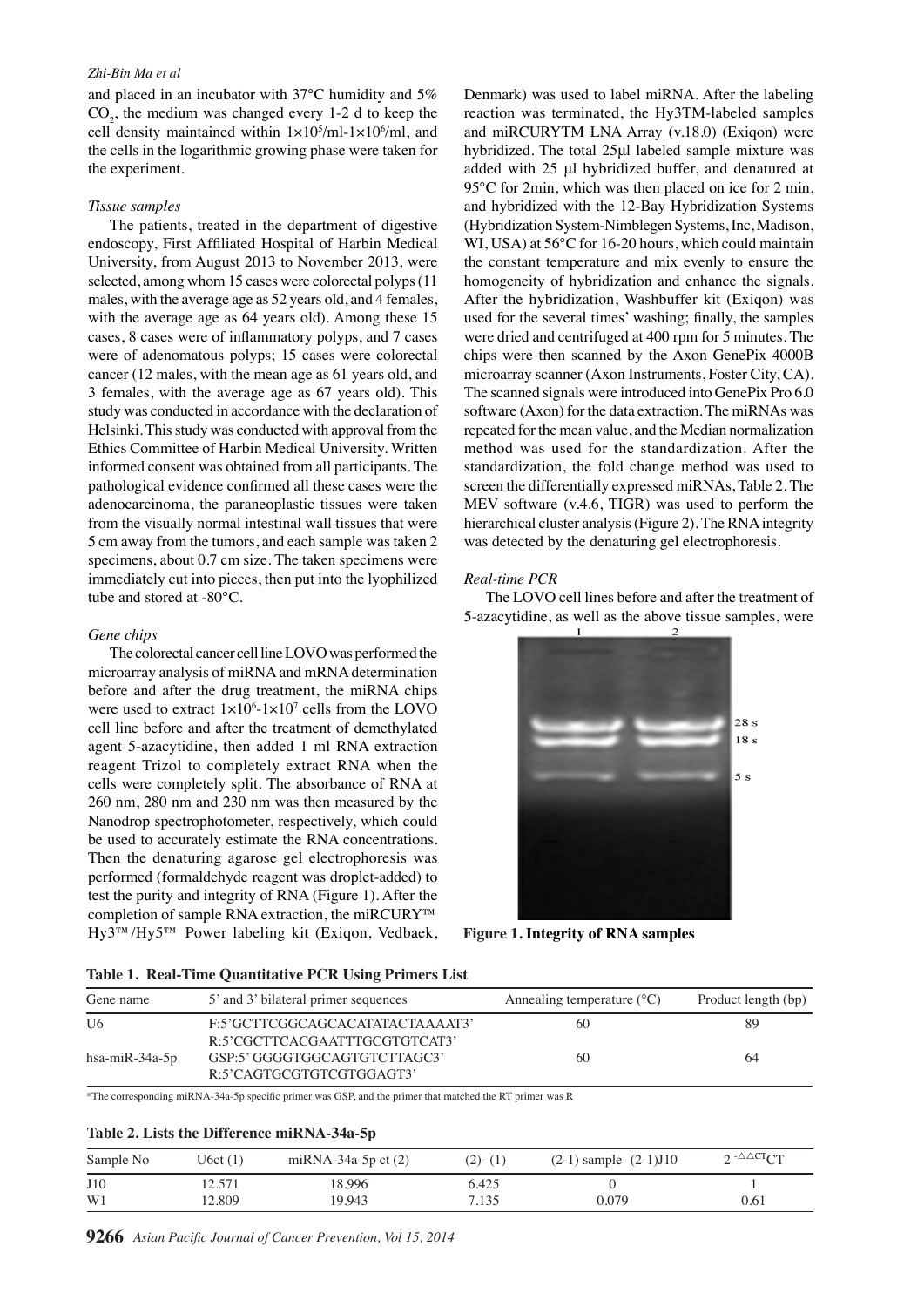and placed in an incubator with 37°C humidity and 5% $CO_2$, the medium was changed every 1-2 d to keep the cell density maintained within $1\times10^5$/ml-$1\times10^6$/ml, and the cells in the logarithmic growing phase were taken for the experiment.

### *Tissue samples*

The patients, treated in the department of digestive endoscopy, First Affiliated Hospital of Harbin Medical University, from August 2013 to November 2013, were selected, among whom 15 cases were colorectal polyps (11 males, with the average age as 52 years old, and 4 females, with the average age as 64 years old). Among these 15 cases, 8 cases were of inflammatory polyps, and 7 cases were of adenomatous polyps; 15 cases were colorectal cancer (12 males, with the mean age as 61 years old, and 3 females, with the average age as 67 years old). This study was conducted in accordance with the declaration of Helsinki. This study was conducted with approval from the Ethics Committee of Harbin Medical University. Written informed consent was obtained from all participants. The pathological evidence confirmed all these cases were the adenocarcinoma, the paraneoplastic tissues were taken from the visually normal intestinal wall tissues that were 5 cm away from the tumors, and each sample was taken 2 specimens, about 0.7 cm size. The taken specimens were immediately cut into pieces, then put into the lyophilized tube and stored at -80°C.

### *Gene chips*

The colorectal cancer cell line LOVO was performed the microarray analysis of miRNA and mRNA determination before and after the drug treatment, the miRNA chips were used to extract $1\times10^6$-$1\times10^7$ cells from the LOVO cell line before and after the treatment of demethylated agent 5-azacytidine, then added 1 ml RNA extraction reagent Trizol to completely extract RNA when the cells were completely split. The absorbance of RNA at 260 nm, 280 nm and 230 nm was then measured by the Nanodrop spectrophotometer, respectively, which could be used to accurately estimate the RNA concentrations. Then the denaturing agarose gel electrophoresis was performed (formaldehyde reagent was droplet-added) to test the purity and integrity of RNA (Figure 1). After the completion of sample RNA extraction, the miRCURY™ Hy3™/Hy5™ Power labeling kit (Exiqon, Vedbaek, Denmark) was used to label miRNA. After the labeling reaction was terminated, the Hy3TM-labeled samples and miRCURYTM LNA Array (v.18.0) (Exiqon) were hybridized. The total 25μl labeled sample mixture was added with 25 μl hybridized buffer, and denatured at 95°C for 2min, which was then placed on ice for 2 min, and hybridized with the 12-Bay Hybridization Systems (Hybridization System-Nimblegen Systems, Inc, Madison, WI, USA) at 56°C for 16-20 hours, which could maintain the constant temperature and mix evenly to ensure the homogeneity of hybridization and enhance the signals. After the hybridization, Washbuffer kit (Exiqon) was used for the several times' washing; finally, the samples were dried and centrifuged at 400 rpm for 5 minutes. The chips were then scanned by the Axon GenePix 4000B microarray scanner (Axon Instruments, Foster City, CA). The scanned signals were introduced into GenePix Pro 6.0 software (Axon) for the data extraction. The miRNAs was repeated for the mean value, and the Median normalization method was used for the standardization. After the standardization, the fold change method was used to screen the differentially expressed miRNAs, Table 2. The MEV software (v.4.6, TIGR) was used to perform the hierarchical cluster analysis (Figure 2). The RNA integrity was detected by the denaturing gel electrophoresis.

### *Real-time PCR*

The LOVO cell lines before and after the treatment of 5-azacytidine, as well as the above tissue samples, were

**Figure 1. Integrity of RNA samples**

**Table 1. Real-Time Quantitative PCR Using Primers List**

| Gene name | 5' and 3' bilateral primer sequences | Annealing temperature (°C) | Product length (bp) |
|---|---|---|---|
| U6 | F:5'GCTTCGGCAGCACATATACTAAAAT3'<br>R:5'CGCTTCACGAATTTGCGTGTCAT3' | 60 | 89 |
| hsa-miR-34a-5p | GSP:5' GGGGTGGCAGTGTCTTAGC3'<br>R:5'CAGTGCGTGTCGTGGAGT3' | 60 | 64 |

*The corresponding miRNA-34a-5p specific primer was GSP, and the primer that matched the RT primer was R

**Table 2. Lists the Difference miRNA-34a-5p**

| Sample No | U6ct (1) | miRNA-34a-5p ct (2) | (2)- (1) | (2-1) sample- (2-1)J10 | $2^{-\triangle\triangle CT}$CT |
|---|---|---|---|---|---|
| J10 | 12.571 | 18.996 | 6.425 | 0 | 1 |
| W1 | 12.809 | 19.943 | 7.135 | 0.079 | 0.61 |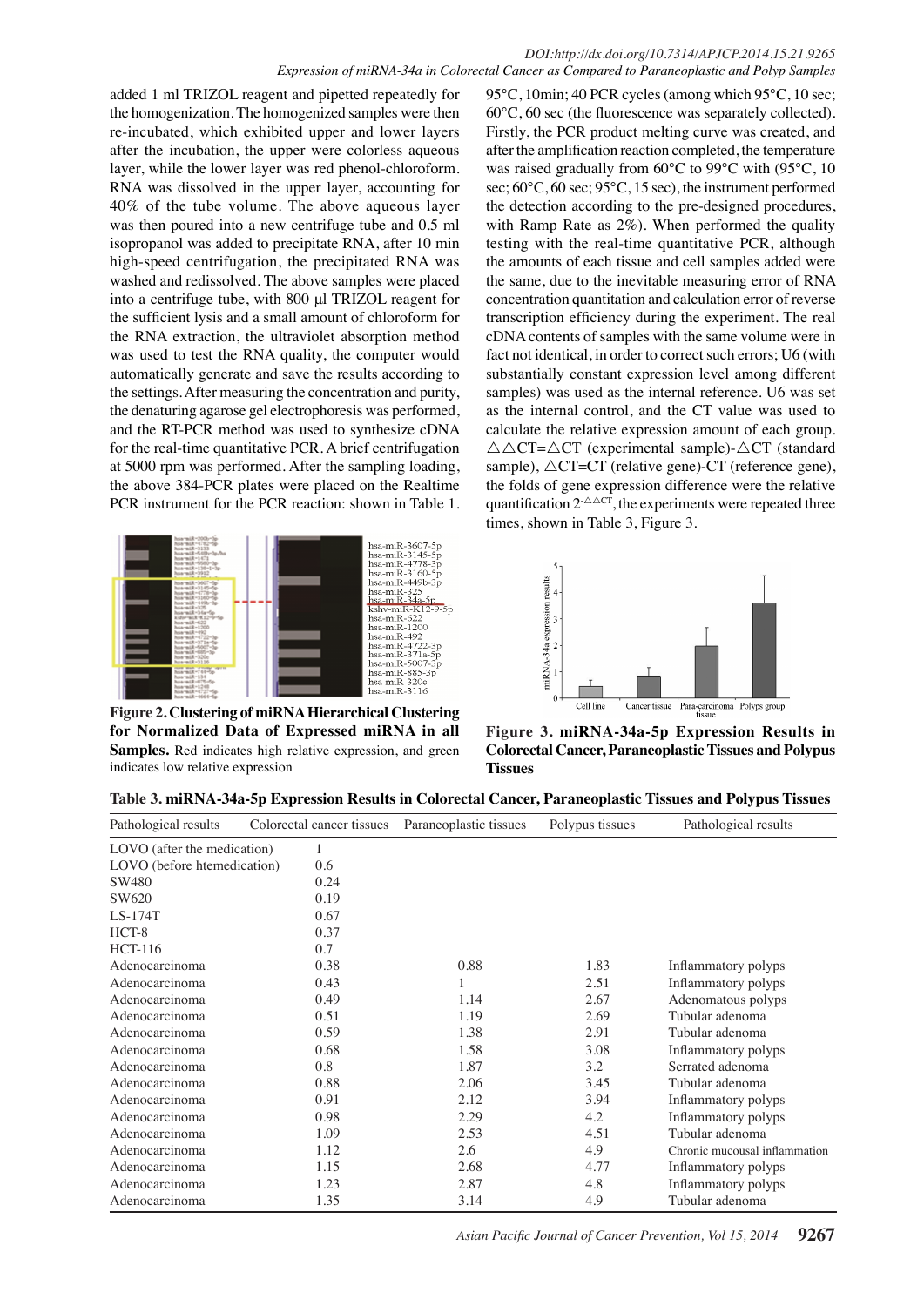added 1 ml TRIZOL reagent and pipetted repeatedly for the homogenization. The homogenized samples were then re-incubated, which exhibited upper and lower layers after the incubation, the upper were colorless aqueous layer, while the lower layer was red phenol-chloroform. RNA was dissolved in the upper layer, accounting for 40% of the tube volume. The above aqueous layer was then poured into a new centrifuge tube and 0.5 ml isopropanol was added to precipitate RNA, after 10 min high-speed centrifugation, the precipitated RNA was washed and redissolved. The above samples were placed into a centrifuge tube, with 800 μl TRIZOL reagent for the sufficient lysis and a small amount of chloroform for the RNA extraction, the ultraviolet absorption method was used to test the RNA quality, the computer would automatically generate and save the results according to the settings. After measuring the concentration and purity, the denaturing agarose gel electrophoresis was performed, and the RT-PCR method was used to synthesize cDNA for the real-time quantitative PCR. A brief centrifugation at 5000 rpm was performed. After the sampling loading, the above 384-PCR plates were placed on the Realtime PCR instrument for the PCR reaction: shown in Table 1.

**Figure 2. Clustering of miRNA Hierarchical Clustering for Normalized Data of Expressed miRNA in all Samples.** Red indicates high relative expression, and green indicates low relative expression

95°C, 10min; 40 PCR cycles (among which 95°C, 10 sec; 60°C, 60 sec (the fluorescence was separately collected). Firstly, the PCR product melting curve was created, and after the amplification reaction completed, the temperature was raised gradually from 60°C to 99°C with (95°C, 10 sec; 60°C, 60 sec; 95°C, 15 sec), the instrument performed the detection according to the pre-designed procedures, with Ramp Rate as 2%). When performed the quality testing with the real-time quantitative PCR, although the amounts of each tissue and cell samples added were the same, due to the inevitable measuring error of RNA concentration quantitation and calculation error of reverse transcription efficiency during the experiment. The real cDNA contents of samples with the same volume were in fact not identical, in order to correct such errors; U6 (with substantially constant expression level among different samples) was used as the internal reference. U6 was set as the internal control, and the CT value was used to calculate the relative expression amount of each group. $\triangle\triangle$CT=$\triangle$CT (experimental sample)-$\triangle$CT (standard sample), $\triangle$CT=CT (relative gene)-CT (reference gene), the folds of gene expression difference were the relative quantification $2^{-\triangle\triangle CT}$, the experiments were repeated three times, shown in Table 3, Figure 3.

**Figure 3. miRNA-34a-5p Expression Results in Colorectal Cancer, Paraneoplastic Tissues and Polypus Tissues**

**Table 3. miRNA-34a-5p Expression Results in Colorectal Cancer, Paraneoplastic Tissues and Polypus Tissues**

| Pathological results | Colorectal cancer tissues | Paraneoplastic tissues | Polypus tissues | Pathological results |
|---|---|---|---|---|
| LOVO (after the medication) | 1 | | | |
| LOVO (before htemedication) | 0.6 | | | |
| SW480 | 0.24 | | | |
| SW620 | 0.19 | | | |
| LS-174T | 0.67 | | | |
| HCT-8 | 0.37 | | | |
| HCT-116 | 0.7 | | | |
| Adenocarcinoma | 0.38 | 0.88 | 1.83 | Inflammatory polyps |
| Adenocarcinoma | 0.43 | 1 | 2.51 | Inflammatory polyps |
| Adenocarcinoma | 0.49 | 1.14 | 2.67 | Adenomatous polyps |
| Adenocarcinoma | 0.51 | 1.19 | 2.69 | Tubular adenoma |
| Adenocarcinoma | 0.59 | 1.38 | 2.91 | Tubular adenoma |
| Adenocarcinoma | 0.68 | 1.58 | 3.08 | Inflammatory polyps |
| Adenocarcinoma | 0.8 | 1.87 | 3.2 | Serrated adenoma |
| Adenocarcinoma | 0.88 | 2.06 | 3.45 | Tubular adenoma |
| Adenocarcinoma | 0.91 | 2.12 | 3.94 | Inflammatory polyps |
| Adenocarcinoma | 0.98 | 2.29 | 4.2 | Inflammatory polyps |
| Adenocarcinoma | 1.09 | 2.53 | 4.51 | Tubular adenoma |
| Adenocarcinoma | 1.12 | 2.6 | 4.9 | Chronic mucousal inflammation |
| Adenocarcinoma | 1.15 | 2.68 | 4.77 | Inflammatory polyps |
| Adenocarcinoma | 1.23 | 2.87 | 4.8 | Inflammatory polyps |
| Adenocarcinoma | 1.35 | 3.14 | 4.9 | Tubular adenoma |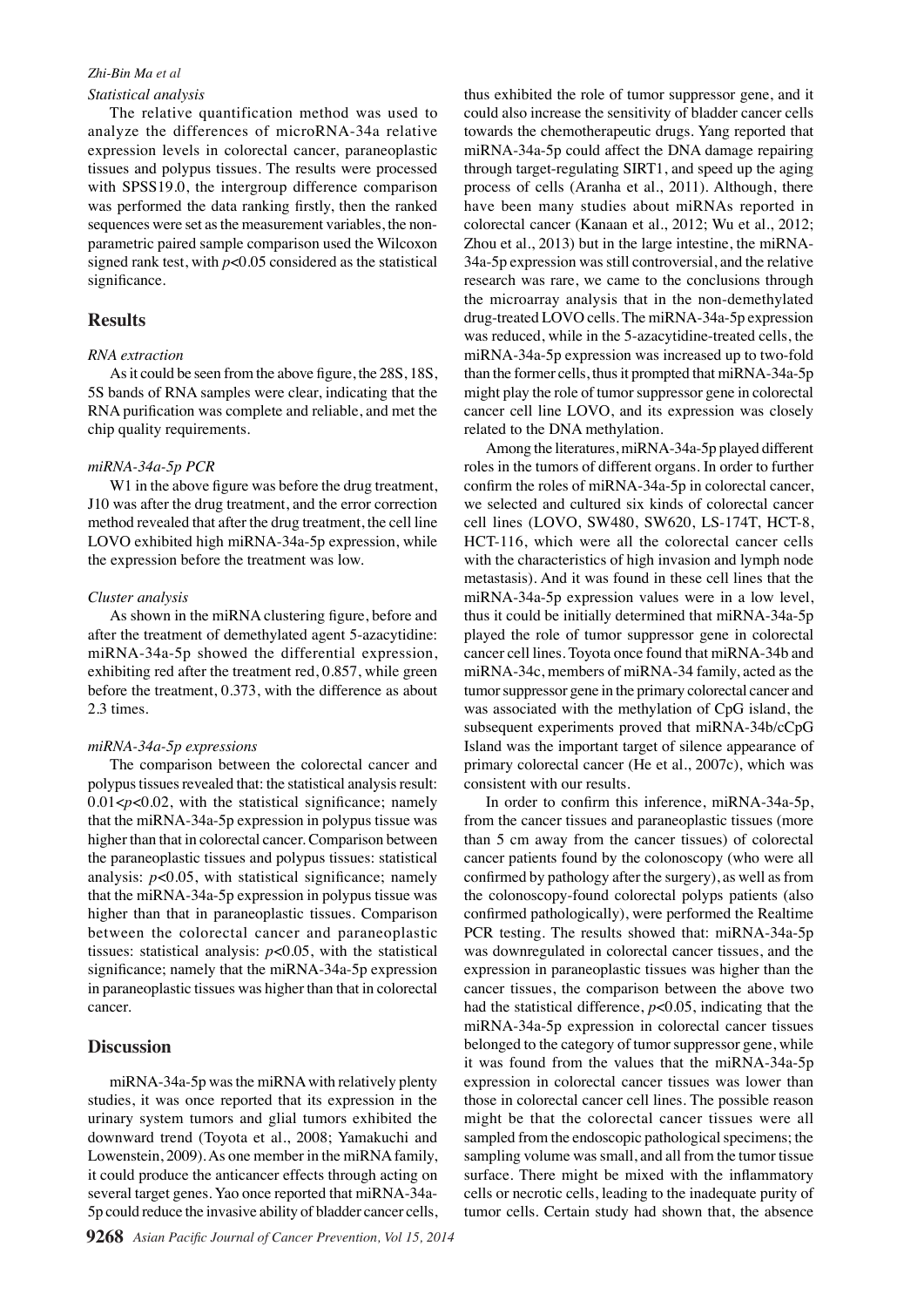### Statistical analysis

The relative quantification method was used to analyze the differences of microRNA-34a relative expression levels in colorectal cancer, paraneoplastic tissues and polypus tissues. The results were processed with SPSS19.0, the intergroup difference comparison was performed the data ranking firstly, then the ranked sequences were set as the measurement variables, the non-parametric paired sample comparison used the Wilcoxon signed rank test, with $p<0.05$ considered as the statistical significance.

## Results

### RNA extraction

As it could be seen from the above figure, the 28S, 18S, 5S bands of RNA samples were clear, indicating that the RNA purification was complete and reliable, and met the chip quality requirements.

### miRNA-34a-5p PCR

W1 in the above figure was before the drug treatment, J10 was after the drug treatment, and the error correction method revealed that after the drug treatment, the cell line LOVO exhibited high miRNA-34a-5p expression, while the expression before the treatment was low.

### Cluster analysis

As shown in the miRNA clustering figure, before and after the treatment of demethylated agent 5-azacytidine: miRNA-34a-5p showed the differential expression, exhibiting red after the treatment red, 0.857, while green before the treatment, 0.373, with the difference as about 2.3 times.

### miRNA-34a-5p expressions

The comparison between the colorectal cancer and polypus tissues revealed that: the statistical analysis result: $0.01<p<0.02$, with the statistical significance; namely that the miRNA-34a-5p expression in polypus tissue was higher than that in colorectal cancer. Comparison between the paraneoplastic tissues and polypus tissues: statistical analysis: $p<0.05$, with statistical significance; namely that the miRNA-34a-5p expression in polypus tissue was higher than that in paraneoplastic tissues. Comparison between the colorectal cancer and paraneoplastic tissues: statistical analysis: $p<0.05$, with the statistical significance; namely that the miRNA-34a-5p expression in paraneoplastic tissues was higher than that in colorectal cancer.

## Discussion

miRNA-34a-5p was the miRNA with relatively plenty studies, it was once reported that its expression in the urinary system tumors and glial tumors exhibited the downward trend (Toyota et al., 2008; Yamakuchi and Lowenstein, 2009). As one member in the miRNA family, it could produce the anticancer effects through acting on several target genes. Yao once reported that miRNA-34a-5p could reduce the invasive ability of bladder cancer cells, thus exhibited the role of tumor suppressor gene, and it could also increase the sensitivity of bladder cancer cells towards the chemotherapeutic drugs. Yang reported that miRNA-34a-5p could affect the DNA damage repairing through target-regulating SIRT1, and speed up the aging process of cells (Aranha et al., 2011). Although, there have been many studies about miRNAs reported in colorectal cancer (Kanaan et al., 2012; Wu et al., 2012; Zhou et al., 2013) but in the large intestine, the miRNA-34a-5p expression was still controversial, and the relative research was rare, we came to the conclusions through the microarray analysis that in the non-demethylated drug-treated LOVO cells. The miRNA-34a-5p expression was reduced, while in the 5-azacytidine-treated cells, the miRNA-34a-5p expression was increased up to two-fold than the former cells, thus it prompted that miRNA-34a-5p might play the role of tumor suppressor gene in colorectal cancer cell line LOVO, and its expression was closely related to the DNA methylation.

Among the literatures, miRNA-34a-5p played different roles in the tumors of different organs. In order to further confirm the roles of miRNA-34a-5p in colorectal cancer, we selected and cultured six kinds of colorectal cancer cell lines (LOVO, SW480, SW620, LS-174T, HCT-8, HCT-116, which were all the colorectal cancer cells with the characteristics of high invasion and lymph node metastasis). And it was found in these cell lines that the miRNA-34a-5p expression values were in a low level, thus it could be initially determined that miRNA-34a-5p played the role of tumor suppressor gene in colorectal cancer cell lines. Toyota once found that miRNA-34b and miRNA-34c, members of miRNA-34 family, acted as the tumor suppressor gene in the primary colorectal cancer and was associated with the methylation of CpG island, the subsequent experiments proved that miRNA-34b/cCpG Island was the important target of silence appearance of primary colorectal cancer (He et al., 2007c), which was consistent with our results.

In order to confirm this inference, miRNA-34a-5p, from the cancer tissues and paraneoplastic tissues (more than 5 cm away from the cancer tissues) of colorectal cancer patients found by the colonoscopy (who were all confirmed by pathology after the surgery), as well as from the colonoscopy-found colorectal polyps patients (also confirmed pathologically), were performed the Realtime PCR testing. The results showed that: miRNA-34a-5p was downregulated in colorectal cancer tissues, and the expression in paraneoplastic tissues was higher than the cancer tissues, the comparison between the above two had the statistical difference, $p<0.05$, indicating that the miRNA-34a-5p expression in colorectal cancer tissues belonged to the category of tumor suppressor gene, while it was found from the values that the miRNA-34a-5p expression in colorectal cancer tissues was lower than those in colorectal cancer cell lines. The possible reason might be that the colorectal cancer tissues were all sampled from the endoscopic pathological specimens; the sampling volume was small, and all from the tumor tissue surface. There might be mixed with the inflammatory cells or necrotic cells, leading to the inadequate purity of tumor cells. Certain study had shown that, the absence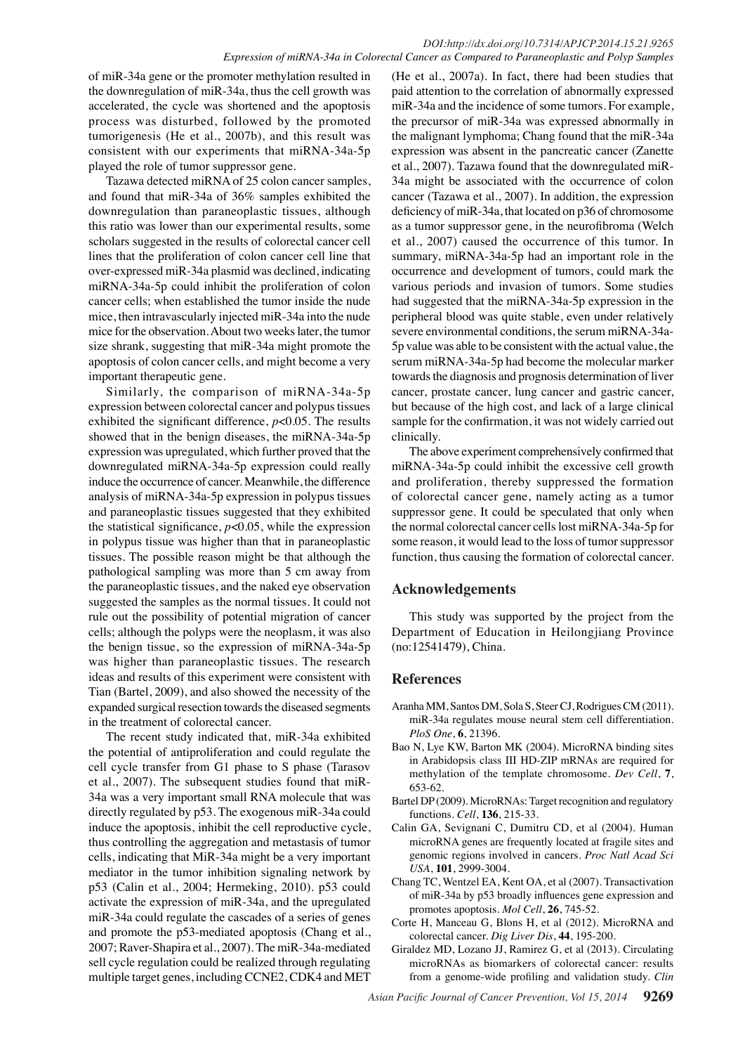of miR-34a gene or the promoter methylation resulted in the downregulation of miR-34a, thus the cell growth was accelerated, the cycle was shortened and the apoptosis process was disturbed, followed by the promoted tumorigenesis (He et al., 2007b), and this result was consistent with our experiments that miRNA-34a-5p played the role of tumor suppressor gene.

Tazawa detected miRNA of 25 colon cancer samples, and found that miR-34a of 36% samples exhibited the downregulation than paraneoplastic tissues, although this ratio was lower than our experimental results, some scholars suggested in the results of colorectal cancer cell lines that the proliferation of colon cancer cell line that over-expressed miR-34a plasmid was declined, indicating miRNA-34a-5p could inhibit the proliferation of colon cancer cells; when established the tumor inside the nude mice, then intravascularly injected miR-34a into the nude mice for the observation. About two weeks later, the tumor size shrank, suggesting that miR-34a might promote the apoptosis of colon cancer cells, and might become a very important therapeutic gene.

Similarly, the comparison of miRNA-34a-5p expression between colorectal cancer and polypus tissues exhibited the significant difference, $p<0.05$. The results showed that in the benign diseases, the miRNA-34a-5p expression was upregulated, which further proved that the downregulated miRNA-34a-5p expression could really induce the occurrence of cancer. Meanwhile, the difference analysis of miRNA-34a-5p expression in polypus tissues and paraneoplastic tissues suggested that they exhibited the statistical significance, $p<0.05$, while the expression in polypus tissue was higher than that in paraneoplastic tissues. The possible reason might be that although the pathological sampling was more than 5 cm away from the paraneoplastic tissues, and the naked eye observation suggested the samples as the normal tissues. It could not rule out the possibility of potential migration of cancer cells; although the polyps were the neoplasm, it was also the benign tissue, so the expression of miRNA-34a-5p was higher than paraneoplastic tissues. The research ideas and results of this experiment were consistent with Tian (Bartel, 2009), and also showed the necessity of the expanded surgical resection towards the diseased segments in the treatment of colorectal cancer.

The recent study indicated that, miR-34a exhibited the potential of antiproliferation and could regulate the cell cycle transfer from G1 phase to S phase (Tarasov et al., 2007). The subsequent studies found that miR-34a was a very important small RNA molecule that was directly regulated by p53. The exogenous miR-34a could induce the apoptosis, inhibit the cell reproductive cycle, thus controlling the aggregation and metastasis of tumor cells, indicating that MiR-34a might be a very important mediator in the tumor inhibition signaling network by p53 (Calin et al., 2004; Hermeking, 2010). p53 could activate the expression of miR-34a, and the upregulated miR-34a could regulate the cascades of a series of genes and promote the p53-mediated apoptosis (Chang et al., 2007; Raver-Shapira et al., 2007). The miR-34a-mediated sell cycle regulation could be realized through regulating multiple target genes, including CCNE2, CDK4 and MET (He et al., 2007a). In fact, there had been studies that paid attention to the correlation of abnormally expressed miR-34a and the incidence of some tumors. For example, the precursor of miR-34a was expressed abnormally in the malignant lymphoma; Chang found that the miR-34a expression was absent in the pancreatic cancer (Zanette et al., 2007). Tazawa found that the downregulated miR-34a might be associated with the occurrence of colon cancer (Tazawa et al., 2007). In addition, the expression deficiency of miR-34a, that located on p36 of chromosome as a tumor suppressor gene, in the neurofibroma (Welch et al., 2007) caused the occurrence of this tumor. In summary, miRNA-34a-5p had an important role in the occurrence and development of tumors, could mark the various periods and invasion of tumors. Some studies had suggested that the miRNA-34a-5p expression in the peripheral blood was quite stable, even under relatively severe environmental conditions, the serum miRNA-34a-5p value was able to be consistent with the actual value, the serum miRNA-34a-5p had become the molecular marker towards the diagnosis and prognosis determination of liver cancer, prostate cancer, lung cancer and gastric cancer, but because of the high cost, and lack of a large clinical sample for the confirmation, it was not widely carried out clinically.

The above experiment comprehensively confirmed that miRNA-34a-5p could inhibit the excessive cell growth and proliferation, thereby suppressed the formation of colorectal cancer gene, namely acting as a tumor suppressor gene. It could be speculated that only when the normal colorectal cancer cells lost miRNA-34a-5p for some reason, it would lead to the loss of tumor suppressor function, thus causing the formation of colorectal cancer.

## Acknowledgements

This study was supported by the project from the Department of Education in Heilongjiang Province (no:12541479), China.

## References

Aranha MM, Santos DM, Sola S, Steer CJ, Rodrigues CM (2011). miR-34a regulates mouse neural stem cell differentiation. *PloS One*, **6**, 21396.

Bao N, Lye KW, Barton MK (2004). MicroRNA binding sites in Arabidopsis class III HD-ZIP mRNAs are required for methylation of the template chromosome. *Dev Cell*, **7**, 653-62.

Bartel DP (2009). MicroRNAs: Target recognition and regulatory functions. *Cell*, **136**, 215-33.

Calin GA, Sevignani C, Dumitru CD, et al (2004). Human microRNA genes are frequently located at fragile sites and genomic regions involved in cancers. *Proc Natl Acad Sci USA*, **101**, 2999-3004.

Chang TC, Wentzel EA, Kent OA, et al (2007). Transactivation of miR-34a by p53 broadly influences gene expression and promotes apoptosis. *Mol Cell*, **26**, 745-52.

Corte H, Manceau G, Blons H, et al (2012). MicroRNA and colorectal cancer. *Dig Liver Dis*, **44**, 195-200.

Giraldez MD, Lozano JJ, Ramirez G, et al (2013). Circulating microRNAs as biomarkers of colorectal cancer: results from a genome-wide profiling and validation study. *Clin*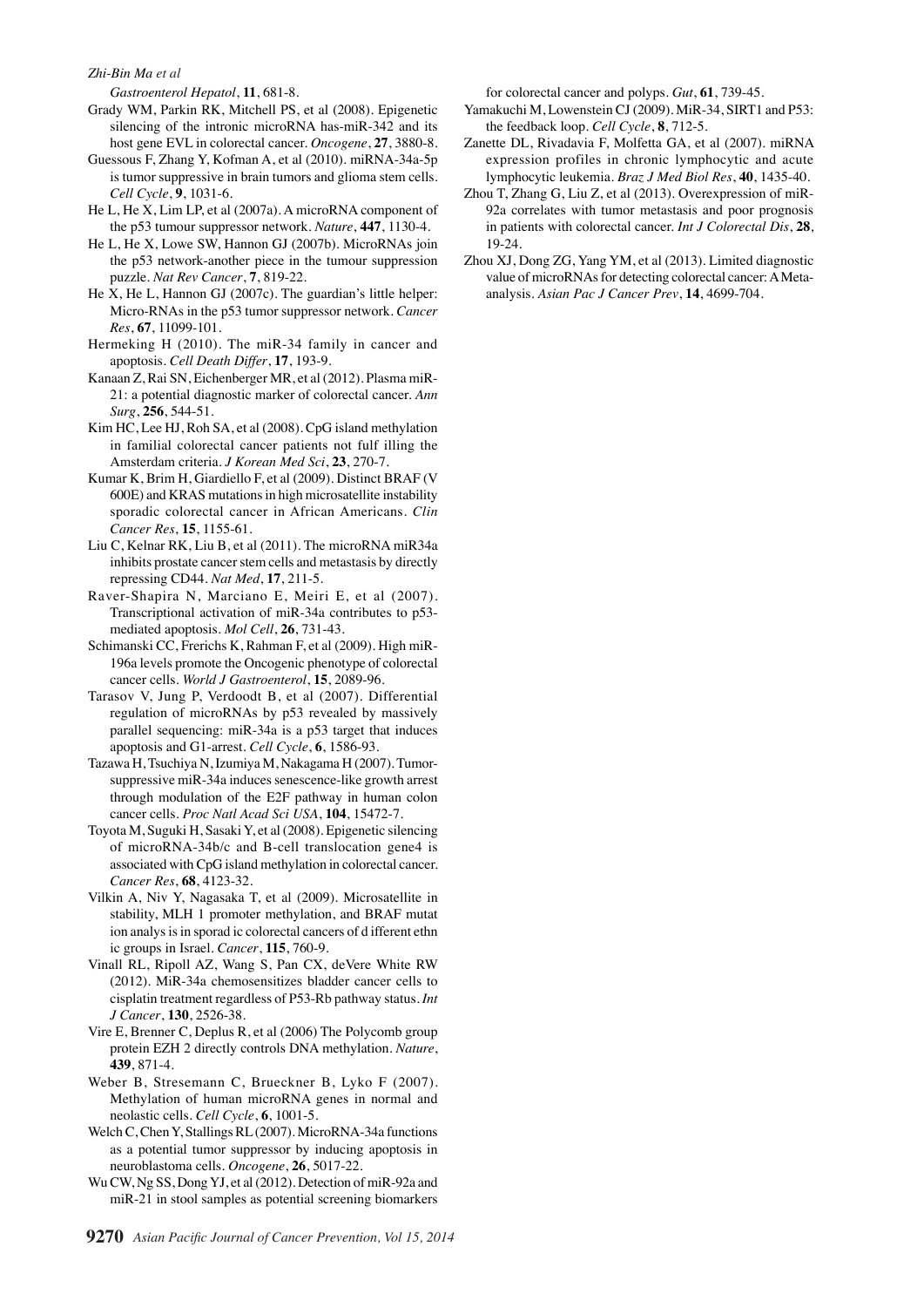*Gastroenterol Hepatol*, **11**, 681-8.

Grady WM, Parkin RK, Mitchell PS, et al (2008). Epigenetic silencing of the intronic microRNA has-miR-342 and its host gene EVL in colorectal cancer. *Oncogene*, **27**, 3880-8.

Guessous F, Zhang Y, Kofman A, et al (2010). miRNA-34a-5p is tumor suppressive in brain tumors and glioma stem cells. *Cell Cycle*, **9**, 1031-6.

He L, He X, Lim LP, et al (2007a). A microRNA component of the p53 tumour suppressor network. *Nature*, **447**, 1130-4.

He L, He X, Lowe SW, Hannon GJ (2007b). MicroRNAs join the p53 network-another piece in the tumour suppression puzzle. *Nat Rev Cancer*, **7**, 819-22.

He X, He L, Hannon GJ (2007c). The guardian's little helper: Micro-RNAs in the p53 tumor suppressor network. *Cancer Res*, **67**, 11099-101.

Hermeking H (2010). The miR-34 family in cancer and apoptosis. *Cell Death Differ*, **17**, 193-9.

Kanaan Z, Rai SN, Eichenberger MR, et al (2012). Plasma miR-21: a potential diagnostic marker of colorectal cancer. *Ann Surg*, **256**, 544-51.

Kim HC, Lee HJ, Roh SA, et al (2008). CpG island methylation in familial colorectal cancer patients not fulf illing the Amsterdam criteria. *J Korean Med Sci*, **23**, 270-7.

Kumar K, Brim H, Giardiello F, et al (2009). Distinct BRAF (V 600E) and KRAS mutations in high microsatellite instability sporadic colorectal cancer in African Americans. *Clin Cancer Res*, **15**, 1155-61.

Liu C, Kelnar RK, Liu B, et al (2011). The microRNA miR34a inhibits prostate cancer stem cells and metastasis by directly repressing CD44. *Nat Med*, **17**, 211-5.

Raver-Shapira N, Marciano E, Meiri E, et al (2007). Transcriptional activation of miR-34a contributes to p53-mediated apoptosis. *Mol Cell*, **26**, 731-43.

Schimanski CC, Frerichs K, Rahman F, et al (2009). High miR-196a levels promote the Oncogenic phenotype of colorectal cancer cells. *World J Gastroenterol*, **15**, 2089-96.

Tarasov V, Jung P, Verdoodt B, et al (2007). Differential regulation of microRNAs by p53 revealed by massively parallel sequencing: miR-34a is a p53 target that induces apoptosis and G1-arrest. *Cell Cycle*, **6**, 1586-93.

Tazawa H, Tsuchiya N, Izumiya M, Nakagama H (2007). Tumor-suppressive miR-34a induces senescence-like growth arrest through modulation of the E2F pathway in human colon cancer cells. *Proc Natl Acad Sci USA*, **104**, 15472-7.

Toyota M, Suguki H, Sasaki Y, et al (2008). Epigenetic silencing of microRNA-34b/c and B-cell translocation gene4 is associated with CpG island methylation in colorectal cancer. *Cancer Res*, **68**, 4123-32.

Vilkin A, Niv Y, Nagasaka T, et al (2009). Microsatellite in stability, MLH 1 promoter methylation, and BRAF mutat ion analys is in sporad ic colorectal cancers of d ifferent ethn ic groups in Israel. *Cancer*, **115**, 760-9.

Vinall RL, Ripoll AZ, Wang S, Pan CX, deVere White RW (2012). MiR-34a chemosensitizes bladder cancer cells to cisplatin treatment regardless of P53-Rb pathway status. *Int J Cancer*, **130**, 2526-38.

Vire E, Brenner C, Deplus R, et al (2006) The Polycomb group protein EZH 2 directly controls DNA methylation. *Nature*, **439**, 871-4.

Weber B, Stresemann C, Brueckner B, Lyko F (2007). Methylation of human microRNA genes in normal and neolastic cells. *Cell Cycle*, **6**, 1001-5.

Welch C, Chen Y, Stallings RL (2007). MicroRNA-34a functions as a potential tumor suppressor by inducing apoptosis in neuroblastoma cells. *Oncogene*, **26**, 5017-22.

Wu CW, Ng SS, Dong YJ, et al (2012). Detection of miR-92a and miR-21 in stool samples as potential screening biomarkers for colorectal cancer and polyps. *Gut*, **61**, 739-45.

Yamakuchi M, Lowenstein CJ (2009). MiR-34, SIRT1 and P53: the feedback loop. *Cell Cycle*, **8**, 712-5.

Zanette DL, Rivadavia F, Molfetta GA, et al (2007). miRNA expression profiles in chronic lymphocytic and acute lymphocytic leukemia. *Braz J Med Biol Res*, **40**, 1435-40.

Zhou T, Zhang G, Liu Z, et al (2013). Overexpression of miR-92a correlates with tumor metastasis and poor prognosis in patients with colorectal cancer. *Int J Colorectal Dis*, **28**, 19-24.

Zhou XJ, Dong ZG, Yang YM, et al (2013). Limited diagnostic value of microRNAs for detecting colorectal cancer: A Meta-analysis. *Asian Pac J Cancer Prev*, **14**, 4699-704.